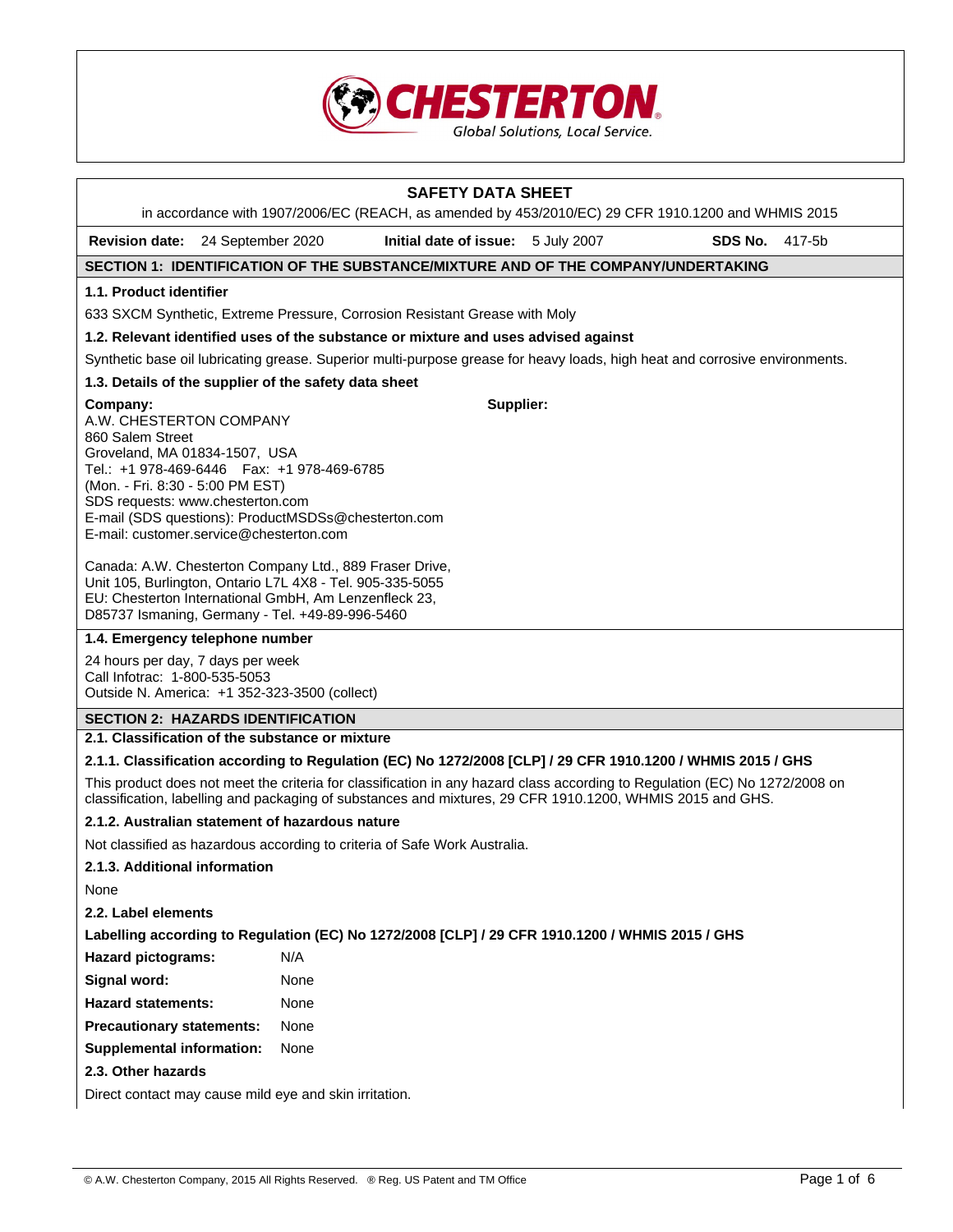CHESTERTON
Global Solutions, Local Service.

# SAFETY DATA SHEET

in accordance with 1907/2006/EC (REACH, as amended by 453/2010/EC) 29 CFR 1910.1200 and WHMIS 2015

**Revision date:** 24 September 2020 **Initial date of issue:** 5 July 2007 **SDS No.** 417-5b

## SECTION 1: IDENTIFICATION OF THE SUBSTANCE/MIXTURE AND OF THE COMPANY/UNDERTAKING

### 1.1. Product identifier

633 SXCM Synthetic, Extreme Pressure, Corrosion Resistant Grease with Moly

### 1.2. Relevant identified uses of the substance or mixture and uses advised against

Synthetic base oil lubricating grease. Superior multi-purpose grease for heavy loads, high heat and corrosive environments.

### 1.3. Details of the supplier of the safety data sheet

**Company:**
A.W. CHESTERTON COMPANY
860 Salem Street
Groveland, MA 01834-1507, USA
Tel.: +1 978-469-6446 Fax: +1 978-469-6785
(Mon. - Fri. 8:30 - 5:00 PM EST)
SDS requests: www.chesterton.com
E-mail (SDS questions): ProductMSDSs@chesterton.com
E-mail: customer.service@chesterton.com

Canada: A.W. Chesterton Company Ltd., 889 Fraser Drive, Unit 105, Burlington, Ontario L7L 4X8 - Tel. 905-335-5055
EU: Chesterton International GmbH, Am Lenzenfleck 23, D85737 Ismaning, Germany - Tel. +49-89-996-5460

**Supplier:**

### 1.4. Emergency telephone number

24 hours per day, 7 days per week
Call Infotrac: 1-800-535-5053
Outside N. America: +1 352-323-3500 (collect)

## SECTION 2: HAZARDS IDENTIFICATION

### 2.1. Classification of the substance or mixture

#### 2.1.1. Classification according to Regulation (EC) No 1272/2008 [CLP] / 29 CFR 1910.1200 / WHMIS 2015 / GHS

This product does not meet the criteria for classification in any hazard class according to Regulation (EC) No 1272/2008 on classification, labelling and packaging of substances and mixtures, 29 CFR 1910.1200, WHMIS 2015 and GHS.

#### 2.1.2. Australian statement of hazardous nature

Not classified as hazardous according to criteria of Safe Work Australia.

#### 2.1.3. Additional information

None

### 2.2. Label elements

**Labelling according to Regulation (EC) No 1272/2008 [CLP] / 29 CFR 1910.1200 / WHMIS 2015 / GHS**

**Hazard pictograms:** N/A

**Signal word:** None

**Hazard statements:** None

**Precautionary statements:** None

**Supplemental information:** None

### 2.3. Other hazards

Direct contact may cause mild eye and skin irritation.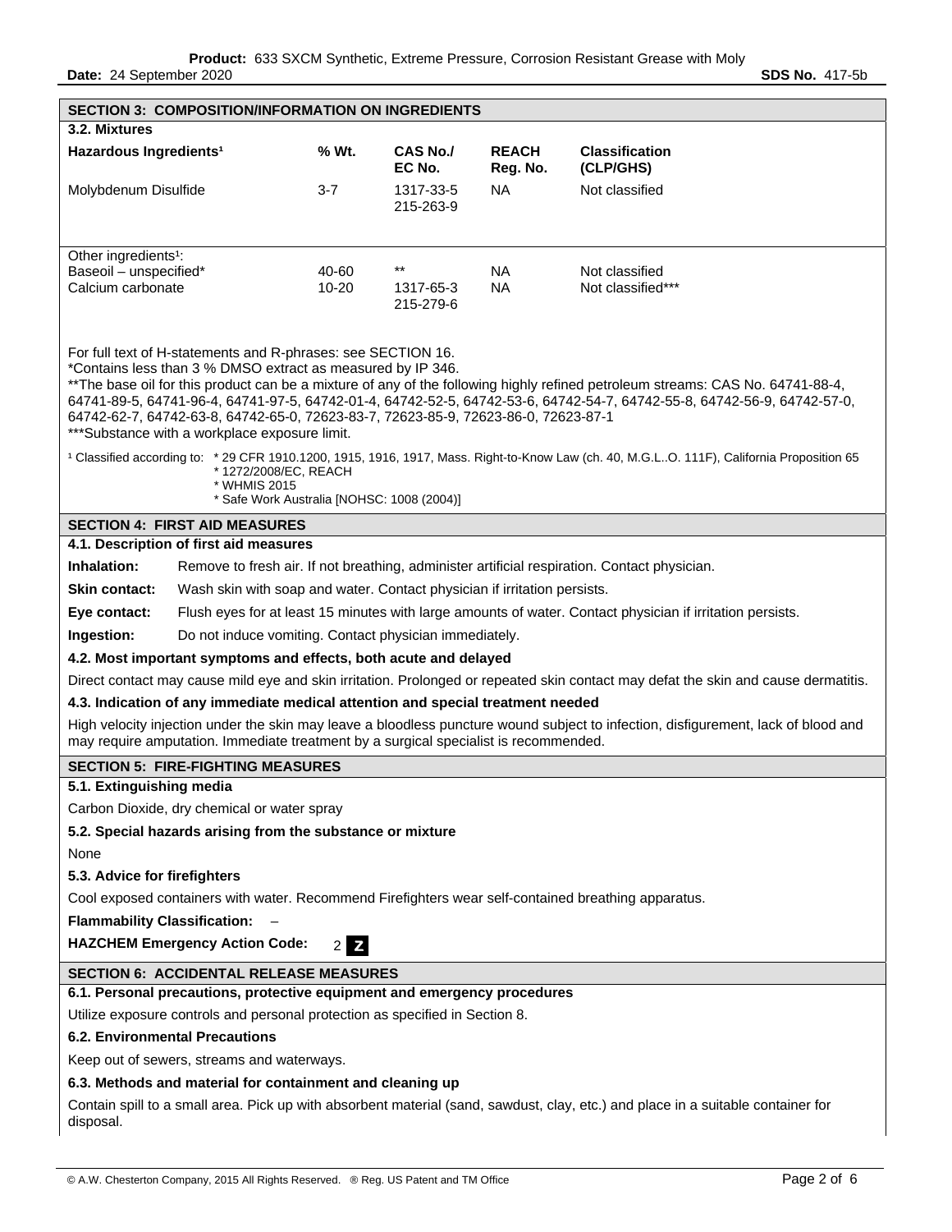## SECTION 3: COMPOSITION/INFORMATION ON INGREDIENTS

### 3.2. Mixtures

| Hazardous Ingredients[1] | % Wt. | CAS No./ EC No. | REACH Reg. No. | Classification (CLP/GHS) |
|---|---|---|---|---|
| Molybdenum Disulfide | 3-7 | 1317-33-5 215-263-9 | NA | Not classified |
| Other ingredients[1]: | | | | |
| Baseoil – unspecified* | 40-60 | ** | NA | Not classified |
| Calcium carbonate | 10-20 | 1317-65-3 215-279-6 | NA | Not classified*** |

For full text of H-statements and R-phrases: see SECTION 16.
*Contains less than 3 % DMSO extract as measured by IP 346.
**The base oil for this product can be a mixture of any of the following highly refined petroleum streams: CAS No. 64741-88-4, 64741-89-5, 64741-96-4, 64741-97-5, 64742-01-4, 64742-52-5, 64742-53-6, 64742-54-7, 64742-55-8, 64742-56-9, 64742-57-0, 64742-62-7, 64742-63-8, 64742-65-0, 72623-83-7, 72623-85-9, 72623-86-0, 72623-87-1
***Substance with a workplace exposure limit.

[1] Classified according to:
* 29 CFR 1910.1200, 1915, 1916, 1917, Mass. Right-to-Know Law (ch. 40, M.G.L..O. 111F), California Proposition 65
* 1272/2008/EC, REACH
* WHMIS 2015
* Safe Work Australia [NOHSC: 1008 (2004)]

## SECTION 4: FIRST AID MEASURES

### 4.1. Description of first aid measures

**Inhalation:** Remove to fresh air. If not breathing, administer artificial respiration. Contact physician.

**Skin contact:** Wash skin with soap and water. Contact physician if irritation persists.

**Eye contact:** Flush eyes for at least 15 minutes with large amounts of water. Contact physician if irritation persists.

**Ingestion:** Do not induce vomiting. Contact physician immediately.

### 4.2. Most important symptoms and effects, both acute and delayed

Direct contact may cause mild eye and skin irritation. Prolonged or repeated skin contact may defat the skin and cause dermatitis.

### 4.3. Indication of any immediate medical attention and special treatment needed

High velocity injection under the skin may leave a bloodless puncture wound subject to infection, disfigurement, lack of blood and may require amputation. Immediate treatment by a surgical specialist is recommended.

## SECTION 5: FIRE-FIGHTING MEASURES

### 5.1. Extinguishing media

Carbon Dioxide, dry chemical or water spray

### 5.2. Special hazards arising from the substance or mixture

None

### 5.3. Advice for firefighters

Cool exposed containers with water. Recommend Firefighters wear self-contained breathing apparatus.

**Flammability Classification:** –

**HAZCHEM Emergency Action Code:** 2 Z

## SECTION 6: ACCIDENTAL RELEASE MEASURES

### 6.1. Personal precautions, protective equipment and emergency procedures

Utilize exposure controls and personal protection as specified in Section 8.

### 6.2. Environmental Precautions

Keep out of sewers, streams and waterways.

### 6.3. Methods and material for containment and cleaning up

Contain spill to a small area. Pick up with absorbent material (sand, sawdust, clay, etc.) and place in a suitable container for disposal.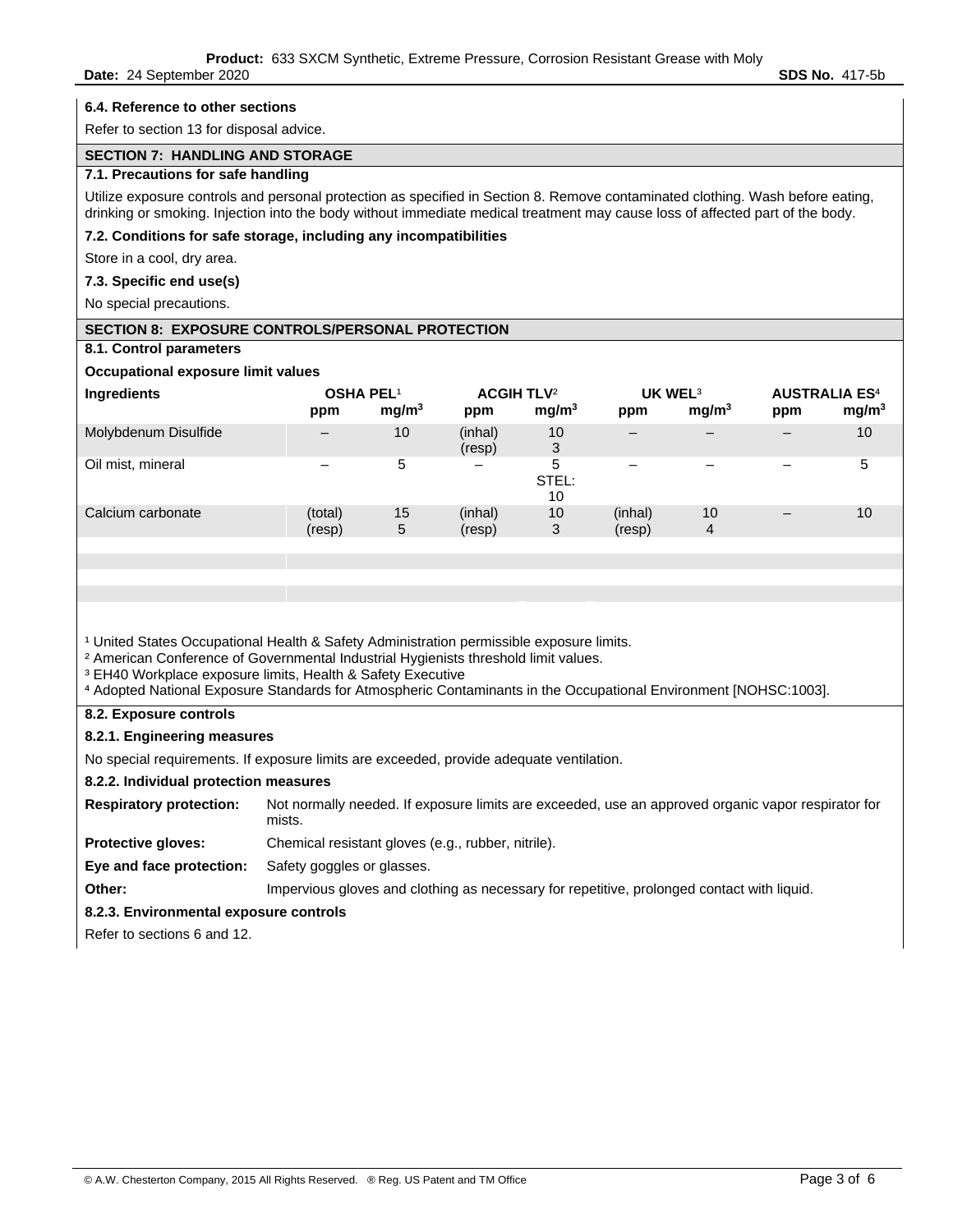### 6.4. Reference to other sections

Refer to section 13 for disposal advice.

## SECTION 7: HANDLING AND STORAGE

### 7.1. Precautions for safe handling

Utilize exposure controls and personal protection as specified in Section 8. Remove contaminated clothing. Wash before eating, drinking or smoking. Injection into the body without immediate medical treatment may cause loss of affected part of the body.

### 7.2. Conditions for safe storage, including any incompatibilities

Store in a cool, dry area.

### 7.3. Specific end use(s)

No special precautions.

## SECTION 8: EXPOSURE CONTROLS/PERSONAL PROTECTION

### 8.1. Control parameters

**Occupational exposure limit values**

| Ingredients | OSHA PEL[1] | | ACGIH TLV[2] | | UK WEL[3] | | AUSTRALIA ES[4] | |
|---|---|---|---|---|---|---|---|---|
| | ppm | $mg/m^3$ | ppm | $mg/m^3$ | ppm | $mg/m^3$ | ppm | $mg/m^3$ |
| Molybdenum Disulfide | – | 10 | (inhal)<br>(resp) | 10<br>3 | – | – | – | 10 |
| Oil mist, mineral | – | 5 | – | 5<br>STEL:<br>10 | – | – | – | 5 |
| Calcium carbonate | (total)<br>(resp) | 15<br>5 | (inhal)<br>(resp) | 10<br>3 | (inhal)<br>(resp) | 10<br>4 | – | 10 |

[1] United States Occupational Health & Safety Administration permissible exposure limits.
[2] American Conference of Governmental Industrial Hygienists threshold limit values.
[3] EH40 Workplace exposure limits, Health & Safety Executive
[4] Adopted National Exposure Standards for Atmospheric Contaminants in the Occupational Environment [NOHSC:1003].

### 8.2. Exposure controls

#### 8.2.1. Engineering measures

No special requirements. If exposure limits are exceeded, provide adequate ventilation.

#### 8.2.2. Individual protection measures

**Respiratory protection:** Not normally needed. If exposure limits are exceeded, use an approved organic vapor respirator for mists.

**Protective gloves:** Chemical resistant gloves (e.g., rubber, nitrile).

**Eye and face protection:** Safety goggles or glasses.

**Other:** Impervious gloves and clothing as necessary for repetitive, prolonged contact with liquid.

#### 8.2.3. Environmental exposure controls

Refer to sections 6 and 12.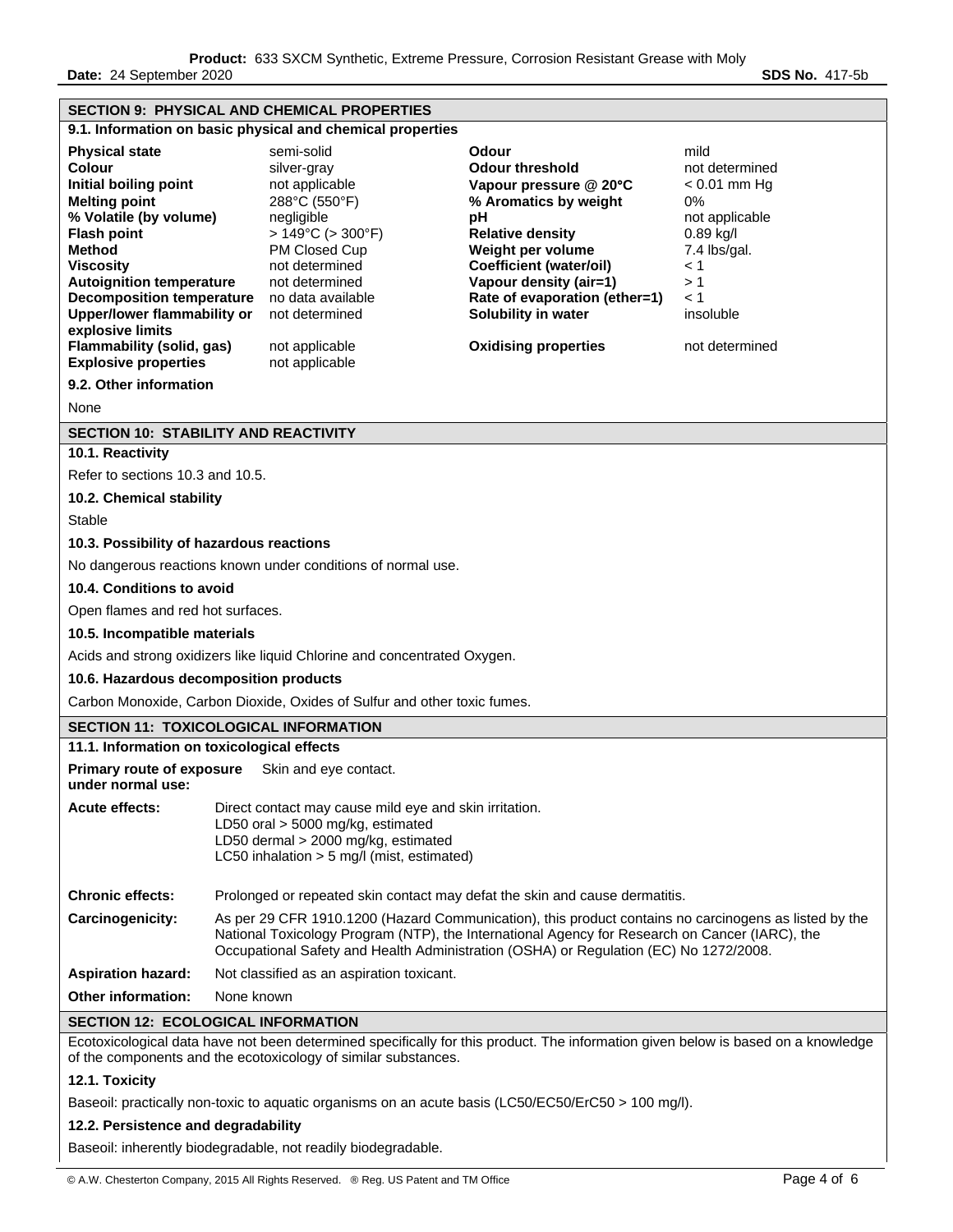## SECTION 9: PHYSICAL AND CHEMICAL PROPERTIES

### 9.1. Information on basic physical and chemical properties

| | | | |
|---|---|---|---|
| **Physical state** | semi-solid | **Odour** | mild |
| **Colour** | silver-gray | **Odour threshold** | not determined |
| **Initial boiling point** | not applicable | **Vapour pressure @ 20°C** | < 0.01 mm Hg |
| **Melting point** | 288°C (550°F) | **% Aromatics by weight** | 0% |
| **% Volatile (by volume)** | negligible | **pH** | not applicable |
| **Flash point** | > 149°C (> 300°F) | **Relative density** | 0.89 kg/l |
| **Method** | PM Closed Cup | **Weight per volume** | 7.4 lbs/gal. |
| **Viscosity** | not determined | **Coefficient (water/oil)** | < 1 |
| **Autoignition temperature** | not determined | **Vapour density (air=1)** | > 1 |
| **Decomposition temperature** | no data available | **Rate of evaporation (ether=1)** | < 1 |
| **Upper/lower flammability or explosive limits** | not determined | **Solubility in water** | insoluble |
| **Flammability (solid, gas)** | not applicable | **Oxidising properties** | not determined |
| **Explosive properties** | not applicable | | |

### 9.2. Other information

None

## SECTION 10: STABILITY AND REACTIVITY

### 10.1. Reactivity

Refer to sections 10.3 and 10.5.

### 10.2. Chemical stability

Stable

### 10.3. Possibility of hazardous reactions

No dangerous reactions known under conditions of normal use.

### 10.4. Conditions to avoid

Open flames and red hot surfaces.

### 10.5. Incompatible materials

Acids and strong oxidizers like liquid Chlorine and concentrated Oxygen.

### 10.6. Hazardous decomposition products

Carbon Monoxide, Carbon Dioxide, Oxides of Sulfur and other toxic fumes.

## SECTION 11: TOXICOLOGICAL INFORMATION

### 11.1. Information on toxicological effects

**Primary route of exposure under normal use:** Skin and eye contact.

**Acute effects:** Direct contact may cause mild eye and skin irritation.
LD50 oral > 5000 mg/kg, estimated
LD50 dermal > 2000 mg/kg, estimated
LC50 inhalation > 5 mg/l (mist, estimated)

**Chronic effects:** Prolonged or repeated skin contact may defat the skin and cause dermatitis.

**Carcinogenicity:** As per 29 CFR 1910.1200 (Hazard Communication), this product contains no carcinogens as listed by the National Toxicology Program (NTP), the International Agency for Research on Cancer (IARC), the Occupational Safety and Health Administration (OSHA) or Regulation (EC) No 1272/2008.

**Aspiration hazard:** Not classified as an aspiration toxicant.

**Other information:** None known

## SECTION 12: ECOLOGICAL INFORMATION

Ecotoxicological data have not been determined specifically for this product. The information given below is based on a knowledge of the components and the ecotoxicology of similar substances.

### 12.1. Toxicity

Baseoil: practically non-toxic to aquatic organisms on an acute basis (LC50/EC50/ErC50 > 100 mg/l).

### 12.2. Persistence and degradability

Baseoil: inherently biodegradable, not readily biodegradable.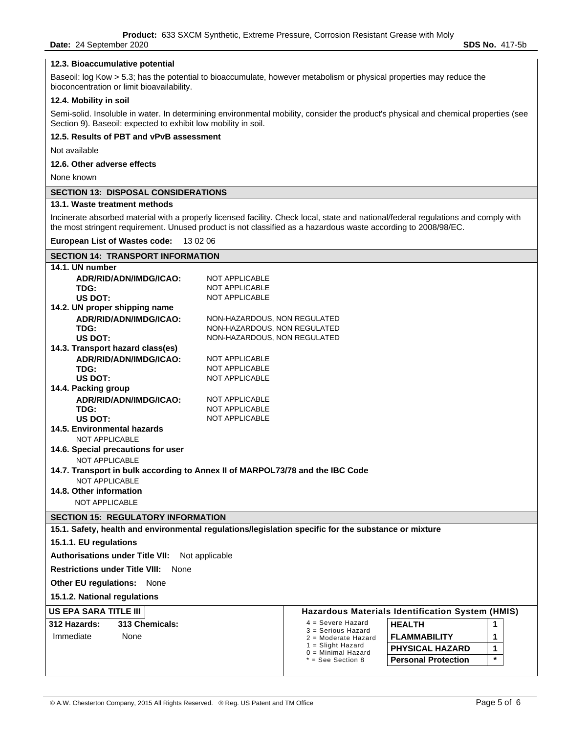### 12.3. Bioaccumulative potential

Baseoil: log Kow > 5.3; has the potential to bioaccumulate, however metabolism or physical properties may reduce the bioconcentration or limit bioavailability.

### 12.4. Mobility in soil

Semi-solid. Insoluble in water. In determining environmental mobility, consider the product's physical and chemical properties (see Section 9). Baseoil: expected to exhibit low mobility in soil.

### 12.5. Results of PBT and vPvB assessment

Not available

### 12.6. Other adverse effects

None known

## SECTION 13: DISPOSAL CONSIDERATIONS

### 13.1. Waste treatment methods

Incinerate absorbed material with a properly licensed facility. Check local, state and national/federal regulations and comply with the most stringent requirement. Unused product is not classified as a hazardous waste according to 2008/98/EC.

**European List of Wastes code:** 13 02 06

## SECTION 14: TRANSPORT INFORMATION

### 14.1. UN number

| | |
|---|---|
| **ADR/RID/ADN/IMDG/ICAO:** | NOT APPLICABLE |
| **TDG:** | NOT APPLICABLE |
| **US DOT:** | NOT APPLICABLE |

### 14.2. UN proper shipping name

| | |
|---|---|
| **ADR/RID/ADN/IMDG/ICAO:** | NON-HAZARDOUS, NON REGULATED |
| **TDG:** | NON-HAZARDOUS, NON REGULATED |
| **US DOT:** | NON-HAZARDOUS, NON REGULATED |

### 14.3. Transport hazard class(es)

| | |
|---|---|
| **ADR/RID/ADN/IMDG/ICAO:** | NOT APPLICABLE |
| **TDG:** | NOT APPLICABLE |
| **US DOT:** | NOT APPLICABLE |

### 14.4. Packing group

| | |
|---|---|
| **ADR/RID/ADN/IMDG/ICAO:** | NOT APPLICABLE |
| **TDG:** | NOT APPLICABLE |
| **US DOT:** | NOT APPLICABLE |

### 14.5. Environmental hazards

NOT APPLICABLE

### 14.6. Special precautions for user

NOT APPLICABLE

### 14.7. Transport in bulk according to Annex II of MARPOL73/78 and the IBC Code

NOT APPLICABLE

### 14.8. Other information

NOT APPLICABLE

## SECTION 15: REGULATORY INFORMATION

### 15.1. Safety, health and environmental regulations/legislation specific for the substance or mixture

### 15.1.1. EU regulations

**Authorisations under Title VII:** Not applicable

**Restrictions under Title VIII:** None

**Other EU regulations:** None

### 15.1.2. National regulations

**US EPA SARA TITLE III**

| 312 Hazards: | 313 Chemicals: |
|---|---|
| Immediate | None |

**Hazardous Materials Identification System (HMIS)**

4 = Severe Hazard
3 = Serious Hazard
2 = Moderate Hazard
1 = Slight Hazard
0 = Minimal Hazard
* = See Section 8

| | |
|---|---|
| **HEALTH** | 1 |
| **FLAMMABILITY** | 1 |
| **PHYSICAL HAZARD** | 1 |
| **Personal Protection** | * |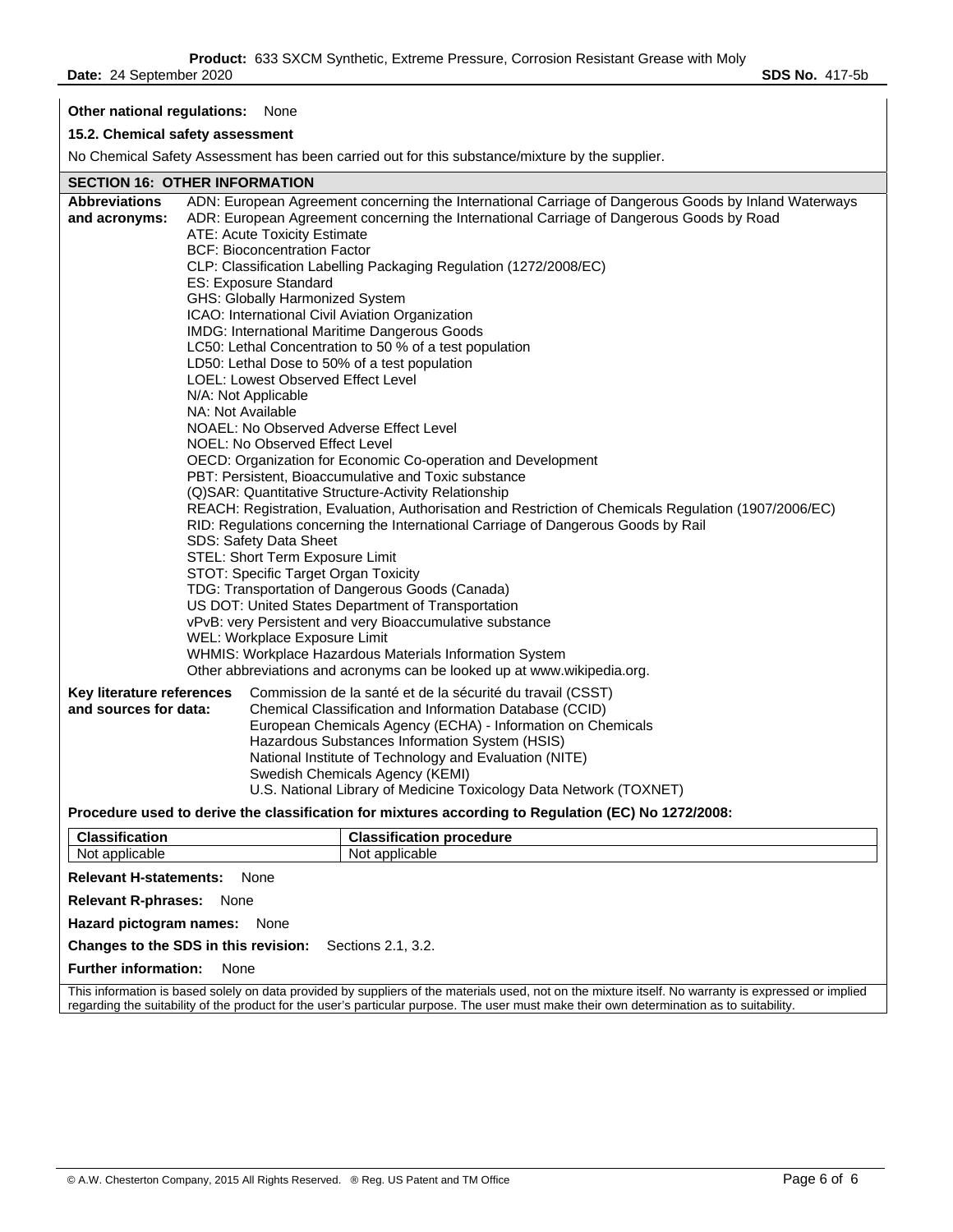**Other national regulations:** None

**15.2. Chemical safety assessment**

No Chemical Safety Assessment has been carried out for this substance/mixture by the supplier.

## SECTION 16: OTHER INFORMATION

**Abbreviations and acronyms:**

ADN: European Agreement concerning the International Carriage of Dangerous Goods by Inland Waterways
ADR: European Agreement concerning the International Carriage of Dangerous Goods by Road
ATE: Acute Toxicity Estimate
BCF: Bioconcentration Factor
CLP: Classification Labelling Packaging Regulation (1272/2008/EC)
ES: Exposure Standard
GHS: Globally Harmonized System
ICAO: International Civil Aviation Organization
IMDG: International Maritime Dangerous Goods
LC50: Lethal Concentration to 50 % of a test population
LD50: Lethal Dose to 50% of a test population
LOEL: Lowest Observed Effect Level
N/A: Not Applicable
NA: Not Available
NOAEL: No Observed Adverse Effect Level
NOEL: No Observed Effect Level
OECD: Organization for Economic Co-operation and Development
PBT: Persistent, Bioaccumulative and Toxic substance
(Q)SAR: Quantitative Structure-Activity Relationship
REACH: Registration, Evaluation, Authorisation and Restriction of Chemicals Regulation (1907/2006/EC)
RID: Regulations concerning the International Carriage of Dangerous Goods by Rail
SDS: Safety Data Sheet
STEL: Short Term Exposure Limit
STOT: Specific Target Organ Toxicity
TDG: Transportation of Dangerous Goods (Canada)
US DOT: United States Department of Transportation
vPvB: very Persistent and very Bioaccumulative substance
WEL: Workplace Exposure Limit
WHMIS: Workplace Hazardous Materials Information System
Other abbreviations and acronyms can be looked up at www.wikipedia.org.

**Key literature references and sources for data:**

Commission de la santé et de la sécurité du travail (CSST)
Chemical Classification and Information Database (CCID)
European Chemicals Agency (ECHA) - Information on Chemicals
Hazardous Substances Information System (HSIS)
National Institute of Technology and Evaluation (NITE)
Swedish Chemicals Agency (KEMI)
U.S. National Library of Medicine Toxicology Data Network (TOXNET)

**Procedure used to derive the classification for mixtures according to Regulation (EC) No 1272/2008:**

| Classification | Classification procedure |
|---|---|
| Not applicable | Not applicable |

**Relevant H-statements:** None

**Relevant R-phrases:** None

**Hazard pictogram names:** None

**Changes to the SDS in this revision:** Sections 2.1, 3.2.

**Further information:** None

This information is based solely on data provided by suppliers of the materials used, not on the mixture itself. No warranty is expressed or implied regarding the suitability of the product for the user's particular purpose. The user must make their own determination as to suitability.